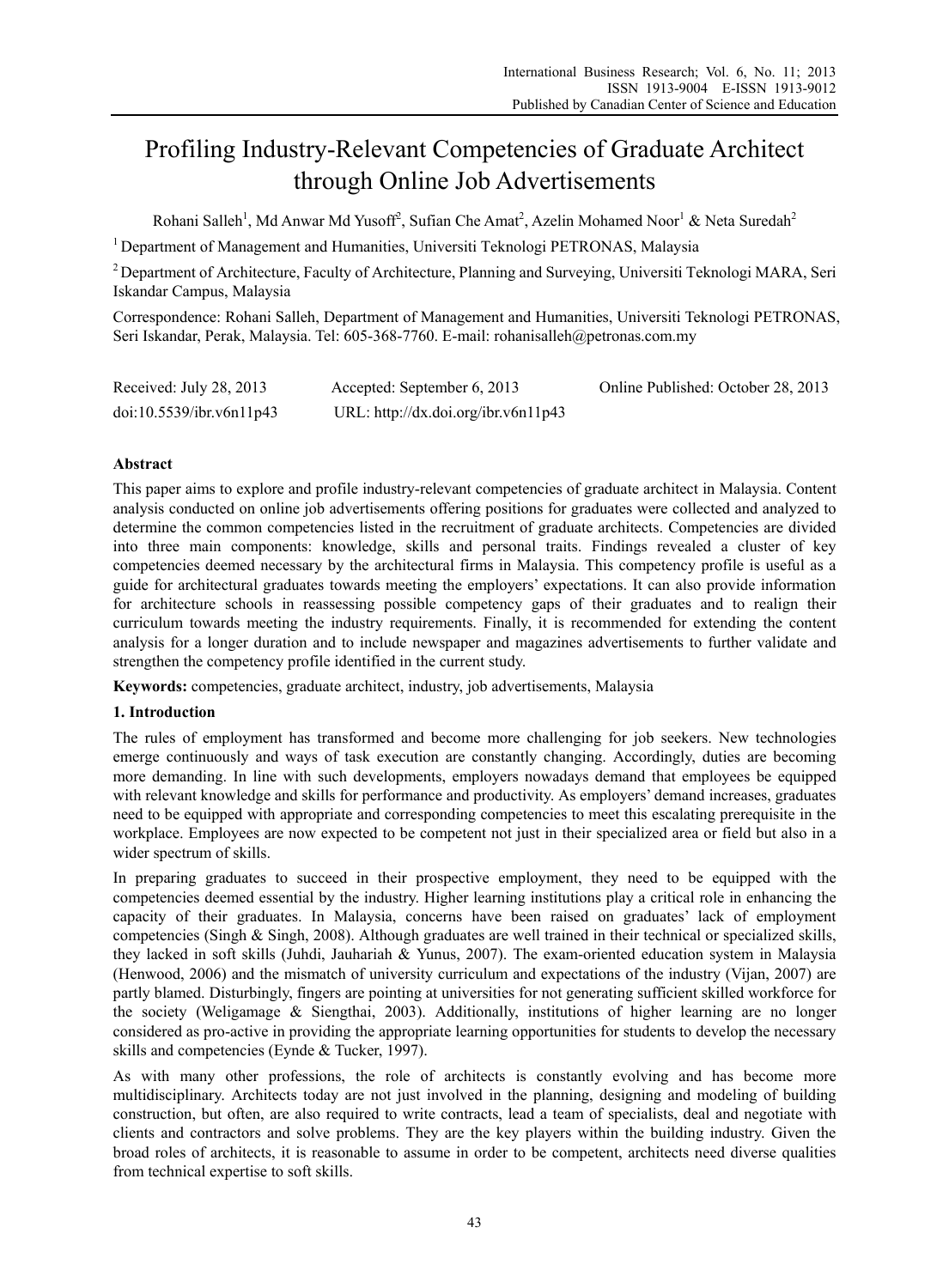# Profiling Industry-Relevant Competencies of Graduate Architect through Online Job Advertisements

Rohani Salleh[1], Md Anwar Md Yusoff[2], Sufian Che Amat[2], Azelin Mohamed Noor[1] & Neta Suredah[2]

[1] Department of Management and Humanities, Universiti Teknologi PETRONAS, Malaysia

[2] Department of Architecture, Faculty of Architecture, Planning and Surveying, Universiti Teknologi MARA, Seri Iskandar Campus, Malaysia

Correspondence: Rohani Salleh, Department of Management and Humanities, Universiti Teknologi PETRONAS, Seri Iskandar, Perak, Malaysia. Tel: 605-368-7760. E-mail: rohanisalleh@petronas.com.my

| | | |
|---|---|---|
| Received: July 28, 2013 | Accepted: September 6, 2013 | Online Published: October 28, 2013 |
| doi:10.5539/ibr.v6n11p43 | URL: http://dx.doi.org/ibr.v6n11p43 | |

## Abstract

This paper aims to explore and profile industry-relevant competencies of graduate architect in Malaysia. Content analysis conducted on online job advertisements offering positions for graduates were collected and analyzed to determine the common competencies listed in the recruitment of graduate architects. Competencies are divided into three main components: knowledge, skills and personal traits. Findings revealed a cluster of key competencies deemed necessary by the architectural firms in Malaysia. This competency profile is useful as a guide for architectural graduates towards meeting the employers' expectations. It can also provide information for architecture schools in reassessing possible competency gaps of their graduates and to realign their curriculum towards meeting the industry requirements. Finally, it is recommended for extending the content analysis for a longer duration and to include newspaper and magazines advertisements to further validate and strengthen the competency profile identified in the current study.

**Keywords:** competencies, graduate architect, industry, job advertisements, Malaysia

## 1. Introduction

The rules of employment has transformed and become more challenging for job seekers. New technologies emerge continuously and ways of task execution are constantly changing. Accordingly, duties are becoming more demanding. In line with such developments, employers nowadays demand that employees be equipped with relevant knowledge and skills for performance and productivity. As employers' demand increases, graduates need to be equipped with appropriate and corresponding competencies to meet this escalating prerequisite in the workplace. Employees are now expected to be competent not just in their specialized area or field but also in a wider spectrum of skills.

In preparing graduates to succeed in their prospective employment, they need to be equipped with the competencies deemed essential by the industry. Higher learning institutions play a critical role in enhancing the capacity of their graduates. In Malaysia, concerns have been raised on graduates' lack of employment competencies (Singh & Singh, 2008). Although graduates are well trained in their technical or specialized skills, they lacked in soft skills (Juhdi, Jauhariah & Yunus, 2007). The exam-oriented education system in Malaysia (Henwood, 2006) and the mismatch of university curriculum and expectations of the industry (Vijan, 2007) are partly blamed. Disturbingly, fingers are pointing at universities for not generating sufficient skilled workforce for the society (Weligamage & Siengthai, 2003). Additionally, institutions of higher learning are no longer considered as pro-active in providing the appropriate learning opportunities for students to develop the necessary skills and competencies (Eynde & Tucker, 1997).

As with many other professions, the role of architects is constantly evolving and has become more multidisciplinary. Architects today are not just involved in the planning, designing and modeling of building construction, but often, are also required to write contracts, lead a team of specialists, deal and negotiate with clients and contractors and solve problems. They are the key players within the building industry. Given the broad roles of architects, it is reasonable to assume in order to be competent, architects need diverse qualities from technical expertise to soft skills.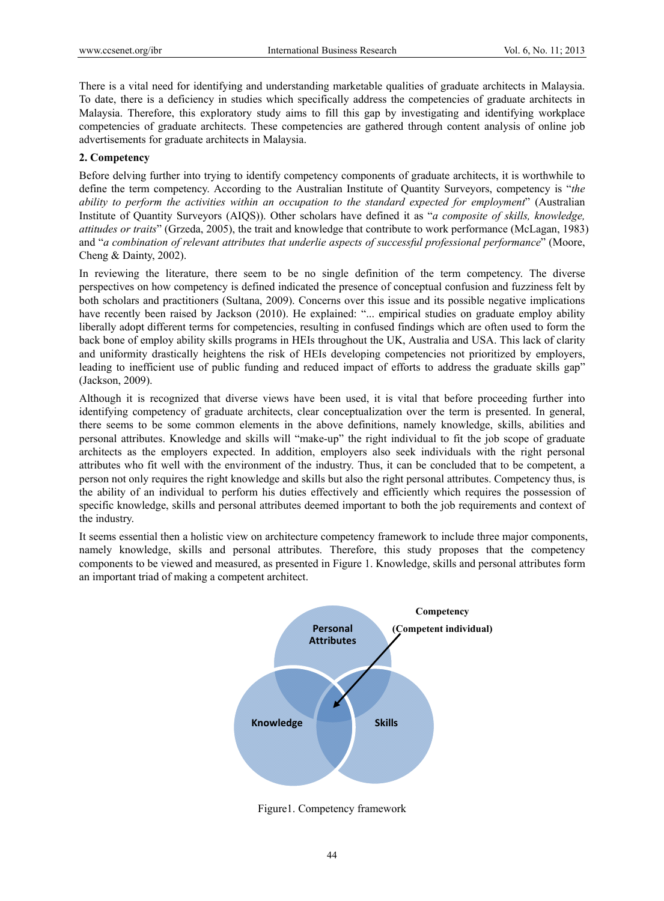There is a vital need for identifying and understanding marketable qualities of graduate architects in Malaysia. To date, there is a deficiency in studies which specifically address the competencies of graduate architects in Malaysia. Therefore, this exploratory study aims to fill this gap by investigating and identifying workplace competencies of graduate architects. These competencies are gathered through content analysis of online job advertisements for graduate architects in Malaysia.

## 2. Competency

Before delving further into trying to identify competency components of graduate architects, it is worthwhile to define the term competency. According to the Australian Institute of Quantity Surveyors, competency is "*the ability to perform the activities within an occupation to the standard expected for employment*" (Australian Institute of Quantity Surveyors (AIQS)). Other scholars have defined it as "*a composite of skills, knowledge, attitudes or traits*" (Grzeda, 2005), the trait and knowledge that contribute to work performance (McLagan, 1983) and "*a combination of relevant attributes that underlie aspects of successful professional performance*" (Moore, Cheng & Dainty, 2002).

In reviewing the literature, there seem to be no single definition of the term competency. The diverse perspectives on how competency is defined indicated the presence of conceptual confusion and fuzziness felt by both scholars and practitioners (Sultana, 2009). Concerns over this issue and its possible negative implications have recently been raised by Jackson (2010). He explained: "... empirical studies on graduate employ ability liberally adopt different terms for competencies, resulting in confused findings which are often used to form the back bone of employ ability skills programs in HEIs throughout the UK, Australia and USA. This lack of clarity and uniformity drastically heightens the risk of HEIs developing competencies not prioritized by employers, leading to inefficient use of public funding and reduced impact of efforts to address the graduate skills gap" (Jackson, 2009).

Although it is recognized that diverse views have been used, it is vital that before proceeding further into identifying competency of graduate architects, clear conceptualization over the term is presented. In general, there seems to be some common elements in the above definitions, namely knowledge, skills, abilities and personal attributes. Knowledge and skills will "make-up" the right individual to fit the job scope of graduate architects as the employers expected. In addition, employers also seek individuals with the right personal attributes who fit well with the environment of the industry. Thus, it can be concluded that to be competent, a person not only requires the right knowledge and skills but also the right personal attributes. Competency thus, is the ability of an individual to perform his duties effectively and efficiently which requires the possession of specific knowledge, skills and personal attributes deemed important to both the job requirements and context of the industry.

It seems essential then a holistic view on architecture competency framework to include three major components, namely knowledge, skills and personal attributes. Therefore, this study proposes that the competency components to be viewed and measured, as presented in Figure 1. Knowledge, skills and personal attributes form an important triad of making a competent architect.

Personal Attributes

Knowledge

Skills

Competency (Competent individual)

Figure1. Competency framework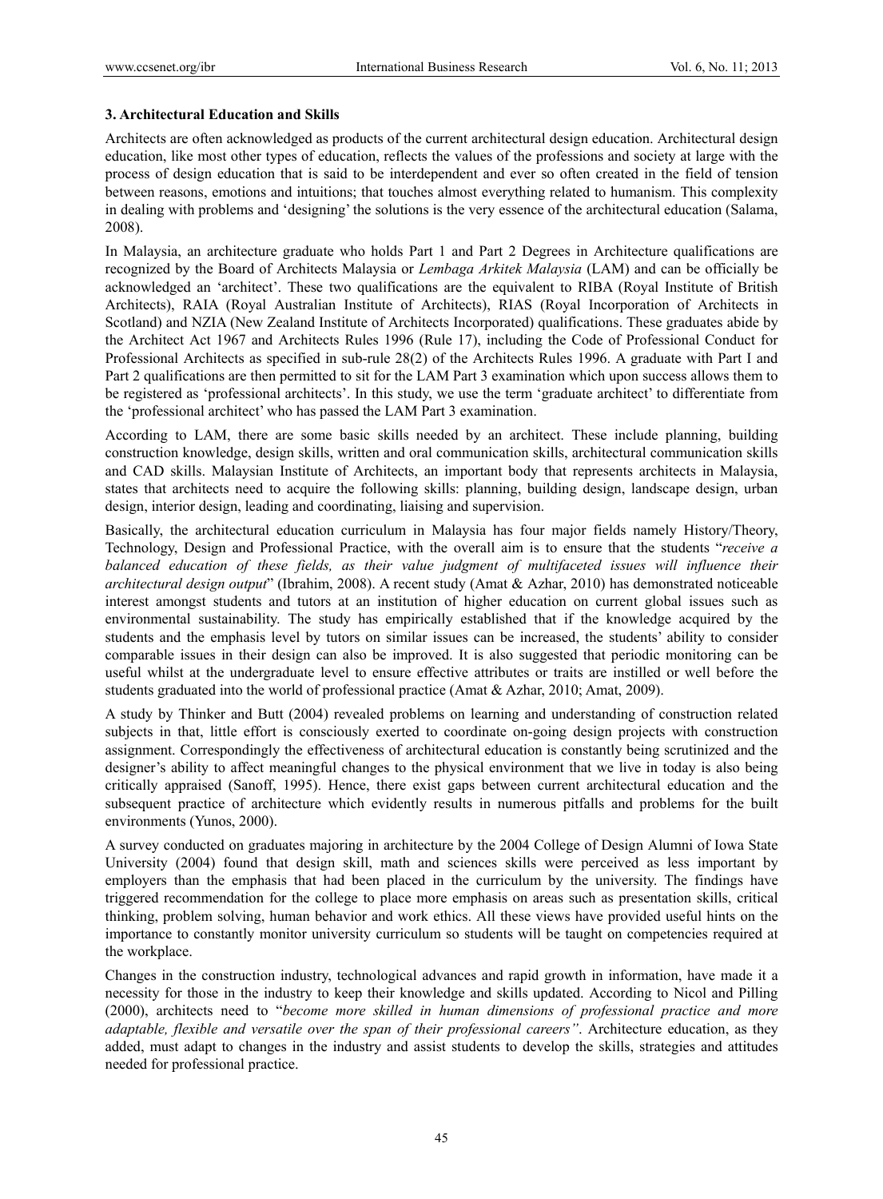### 3. Architectural Education and Skills

Architects are often acknowledged as products of the current architectural design education. Architectural design education, like most other types of education, reflects the values of the professions and society at large with the process of design education that is said to be interdependent and ever so often created in the field of tension between reasons, emotions and intuitions; that touches almost everything related to humanism. This complexity in dealing with problems and 'designing' the solutions is the very essence of the architectural education (Salama, 2008).

In Malaysia, an architecture graduate who holds Part 1 and Part 2 Degrees in Architecture qualifications are recognized by the Board of Architects Malaysia or *Lembaga Arkitek Malaysia* (LAM) and can be officially be acknowledged an 'architect'. These two qualifications are the equivalent to RIBA (Royal Institute of British Architects), RAIA (Royal Australian Institute of Architects), RIAS (Royal Incorporation of Architects in Scotland) and NZIA (New Zealand Institute of Architects Incorporated) qualifications. These graduates abide by the Architect Act 1967 and Architects Rules 1996 (Rule 17), including the Code of Professional Conduct for Professional Architects as specified in sub-rule 28(2) of the Architects Rules 1996. A graduate with Part I and Part 2 qualifications are then permitted to sit for the LAM Part 3 examination which upon success allows them to be registered as 'professional architects'. In this study, we use the term 'graduate architect' to differentiate from the 'professional architect' who has passed the LAM Part 3 examination.

According to LAM, there are some basic skills needed by an architect. These include planning, building construction knowledge, design skills, written and oral communication skills, architectural communication skills and CAD skills. Malaysian Institute of Architects, an important body that represents architects in Malaysia, states that architects need to acquire the following skills: planning, building design, landscape design, urban design, interior design, leading and coordinating, liaising and supervision.

Basically, the architectural education curriculum in Malaysia has four major fields namely History/Theory, Technology, Design and Professional Practice, with the overall aim is to ensure that the students "*receive a balanced education of these fields, as their value judgment of multifaceted issues will influence their architectural design output*" (Ibrahim, 2008). A recent study (Amat & Azhar, 2010) has demonstrated noticeable interest amongst students and tutors at an institution of higher education on current global issues such as environmental sustainability. The study has empirically established that if the knowledge acquired by the students and the emphasis level by tutors on similar issues can be increased, the students' ability to consider comparable issues in their design can also be improved. It is also suggested that periodic monitoring can be useful whilst at the undergraduate level to ensure effective attributes or traits are instilled or well before the students graduated into the world of professional practice (Amat & Azhar, 2010; Amat, 2009).

A study by Thinker and Butt (2004) revealed problems on learning and understanding of construction related subjects in that, little effort is consciously exerted to coordinate on-going design projects with construction assignment. Correspondingly the effectiveness of architectural education is constantly being scrutinized and the designer's ability to affect meaningful changes to the physical environment that we live in today is also being critically appraised (Sanoff, 1995). Hence, there exist gaps between current architectural education and the subsequent practice of architecture which evidently results in numerous pitfalls and problems for the built environments (Yunos, 2000).

A survey conducted on graduates majoring in architecture by the 2004 College of Design Alumni of Iowa State University (2004) found that design skill, math and sciences skills were perceived as less important by employers than the emphasis that had been placed in the curriculum by the university. The findings have triggered recommendation for the college to place more emphasis on areas such as presentation skills, critical thinking, problem solving, human behavior and work ethics. All these views have provided useful hints on the importance to constantly monitor university curriculum so students will be taught on competencies required at the workplace.

Changes in the construction industry, technological advances and rapid growth in information, have made it a necessity for those in the industry to keep their knowledge and skills updated. According to Nicol and Pilling (2000), architects need to "*become more skilled in human dimensions of professional practice and more adaptable, flexible and versatile over the span of their professional careers"*. Architecture education, as they added, must adapt to changes in the industry and assist students to develop the skills, strategies and attitudes needed for professional practice.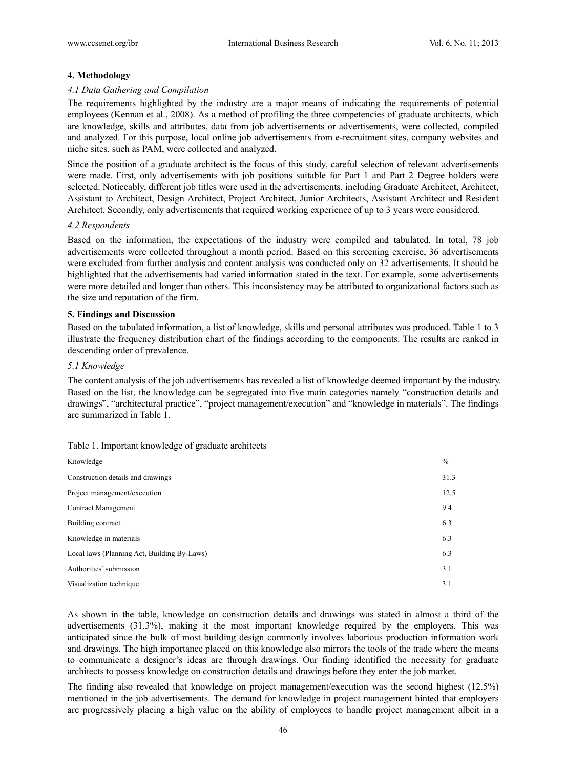## 4. Methodology

### *4.1 Data Gathering and Compilation*

The requirements highlighted by the industry are a major means of indicating the requirements of potential employees (Kennan et al., 2008). As a method of profiling the three competencies of graduate architects, which are knowledge, skills and attributes, data from job advertisements or advertisements, were collected, compiled and analyzed. For this purpose, local online job advertisements from e-recruitment sites, company websites and niche sites, such as PAM, were collected and analyzed.

Since the position of a graduate architect is the focus of this study, careful selection of relevant advertisements were made. First, only advertisements with job positions suitable for Part 1 and Part 2 Degree holders were selected. Noticeably, different job titles were used in the advertisements, including Graduate Architect, Architect, Assistant to Architect, Design Architect, Project Architect, Junior Architects, Assistant Architect and Resident Architect. Secondly, only advertisements that required working experience of up to 3 years were considered.

### *4.2 Respondents*

Based on the information, the expectations of the industry were compiled and tabulated. In total, 78 job advertisements were collected throughout a month period. Based on this screening exercise, 36 advertisements were excluded from further analysis and content analysis was conducted only on 32 advertisements. It should be highlighted that the advertisements had varied information stated in the text. For example, some advertisements were more detailed and longer than others. This inconsistency may be attributed to organizational factors such as the size and reputation of the firm.

## 5. Findings and Discussion

Based on the tabulated information, a list of knowledge, skills and personal attributes was produced. Table 1 to 3 illustrate the frequency distribution chart of the findings according to the components. The results are ranked in descending order of prevalence.

### *5.1 Knowledge*

The content analysis of the job advertisements has revealed a list of knowledge deemed important by the industry. Based on the list, the knowledge can be segregated into five main categories namely "construction details and drawings", "architectural practice", "project management/execution" and "knowledge in materials". The findings are summarized in Table 1.

Table 1. Important knowledge of graduate architects

| Knowledge | % |
|---|---|
| Construction details and drawings | 31.3 |
| Project management/execution | 12.5 |
| Contract Management | 9.4 |
| Building contract | 6.3 |
| Knowledge in materials | 6.3 |
| Local laws (Planning Act, Building By-Laws) | 6.3 |
| Authorities' submission | 3.1 |
| Visualization technique | 3.1 |

As shown in the table, knowledge on construction details and drawings was stated in almost a third of the advertisements (31.3%), making it the most important knowledge required by the employers. This was anticipated since the bulk of most building design commonly involves laborious production information work and drawings. The high importance placed on this knowledge also mirrors the tools of the trade where the means to communicate a designer's ideas are through drawings. Our finding identified the necessity for graduate architects to possess knowledge on construction details and drawings before they enter the job market.

The finding also revealed that knowledge on project management/execution was the second highest (12.5%) mentioned in the job advertisements. The demand for knowledge in project management hinted that employers are progressively placing a high value on the ability of employees to handle project management albeit in a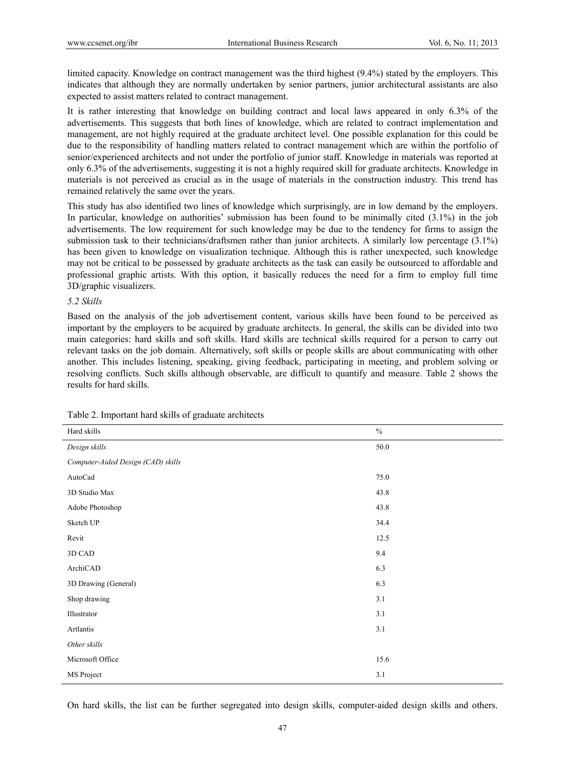limited capacity. Knowledge on contract management was the third highest (9.4%) stated by the employers. This indicates that although they are normally undertaken by senior partners, junior architectural assistants are also expected to assist matters related to contract management.

It is rather interesting that knowledge on building contract and local laws appeared in only 6.3% of the advertisements. This suggests that both lines of knowledge, which are related to contract implementation and management, are not highly required at the graduate architect level. One possible explanation for this could be due to the responsibility of handling matters related to contract management which are within the portfolio of senior/experienced architects and not under the portfolio of junior staff. Knowledge in materials was reported at only 6.3% of the advertisements, suggesting it is not a highly required skill for graduate architects. Knowledge in materials is not perceived as crucial as in the usage of materials in the construction industry. This trend has remained relatively the same over the years.

This study has also identified two lines of knowledge which surprisingly, are in low demand by the employers. In particular, knowledge on authorities' submission has been found to be minimally cited (3.1%) in the job advertisements. The low requirement for such knowledge may be due to the tendency for firms to assign the submission task to their technicians/draftsmen rather than junior architects. A similarly low percentage (3.1%) has been given to knowledge on visualization technique. Although this is rather unexpected, such knowledge may not be critical to be possessed by graduate architects as the task can easily be outsourced to affordable and professional graphic artists. With this option, it basically reduces the need for a firm to employ full time 3D/graphic visualizers.

### *5.2 Skills*

Based on the analysis of the job advertisement content, various skills have been found to be perceived as important by the employers to be acquired by graduate architects. In general, the skills can be divided into two main categories: hard skills and soft skills. Hard skills are technical skills required for a person to carry out relevant tasks on the job domain. Alternatively, soft skills or people skills are about communicating with other another. This includes listening, speaking, giving feedback, participating in meeting, and problem solving or resolving conflicts. Such skills although observable, are difficult to quantify and measure. Table 2 shows the results for hard skills.

Table 2. Important hard skills of graduate architects

| Hard skills | % |
|---|---|
| *Design skills* | 50.0 |
| *Computer-Aided Design (CAD) skills* | |
| AutoCad | 75.0 |
| 3D Studio Max | 43.8 |
| Adobe Photoshop | 43.8 |
| Sketch UP | 34.4 |
| Revit | 12.5 |
| 3D CAD | 9.4 |
| ArchiCAD | 6.3 |
| 3D Drawing (General) | 6.3 |
| Shop drawing | 3.1 |
| Illustrator | 3.1 |
| Artlantis | 3.1 |
| *Other skills* | |
| Microsoft Office | 15.6 |
| MS Project | 3.1 |

On hard skills, the list can be further segregated into design skills, computer-aided design skills and others.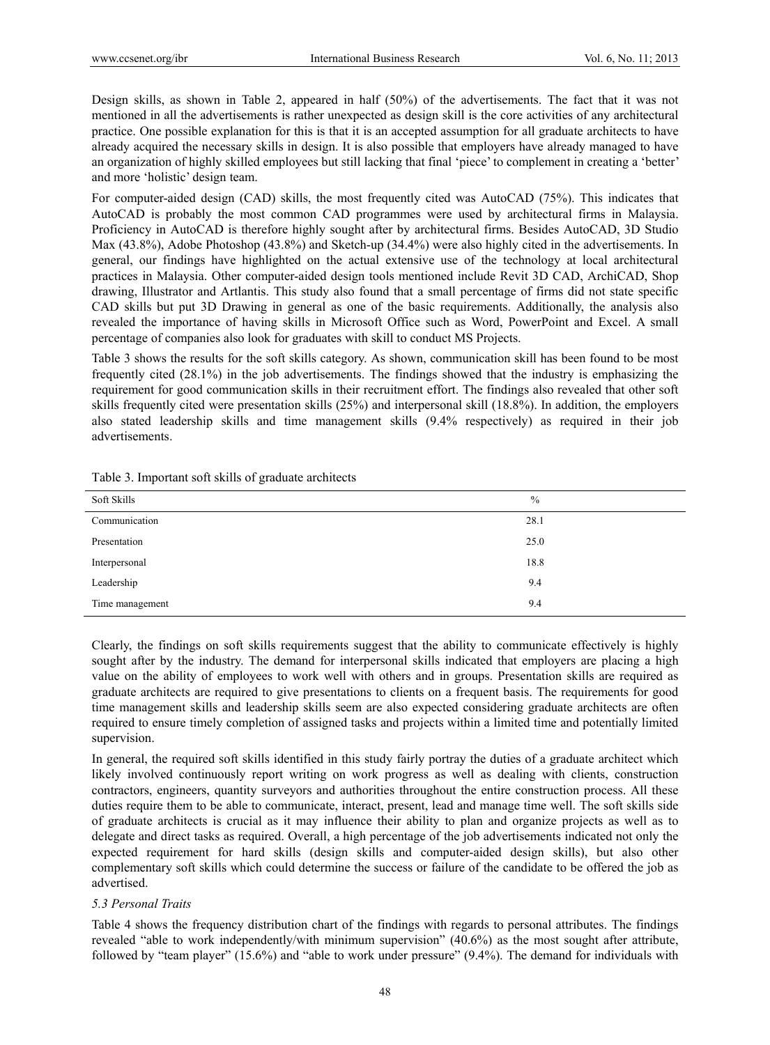Design skills, as shown in Table 2, appeared in half (50%) of the advertisements. The fact that it was not mentioned in all the advertisements is rather unexpected as design skill is the core activities of any architectural practice. One possible explanation for this is that it is an accepted assumption for all graduate architects to have already acquired the necessary skills in design. It is also possible that employers have already managed to have an organization of highly skilled employees but still lacking that final 'piece' to complement in creating a 'better' and more 'holistic' design team.

For computer-aided design (CAD) skills, the most frequently cited was AutoCAD (75%). This indicates that AutoCAD is probably the most common CAD programmes were used by architectural firms in Malaysia. Proficiency in AutoCAD is therefore highly sought after by architectural firms. Besides AutoCAD, 3D Studio Max (43.8%), Adobe Photoshop (43.8%) and Sketch-up (34.4%) were also highly cited in the advertisements. In general, our findings have highlighted on the actual extensive use of the technology at local architectural practices in Malaysia. Other computer-aided design tools mentioned include Revit 3D CAD, ArchiCAD, Shop drawing, Illustrator and Artlantis. This study also found that a small percentage of firms did not state specific CAD skills but put 3D Drawing in general as one of the basic requirements. Additionally, the analysis also revealed the importance of having skills in Microsoft Office such as Word, PowerPoint and Excel. A small percentage of companies also look for graduates with skill to conduct MS Projects.

Table 3 shows the results for the soft skills category. As shown, communication skill has been found to be most frequently cited (28.1%) in the job advertisements. The findings showed that the industry is emphasizing the requirement for good communication skills in their recruitment effort. The findings also revealed that other soft skills frequently cited were presentation skills (25%) and interpersonal skill (18.8%). In addition, the employers also stated leadership skills and time management skills (9.4% respectively) as required in their job advertisements.

Table 3. Important soft skills of graduate architects

| Soft Skills | % |
|---|---|
| Communication | 28.1 |
| Presentation | 25.0 |
| Interpersonal | 18.8 |
| Leadership | 9.4 |
| Time management | 9.4 |

Clearly, the findings on soft skills requirements suggest that the ability to communicate effectively is highly sought after by the industry. The demand for interpersonal skills indicated that employers are placing a high value on the ability of employees to work well with others and in groups. Presentation skills are required as graduate architects are required to give presentations to clients on a frequent basis. The requirements for good time management skills and leadership skills seem are also expected considering graduate architects are often required to ensure timely completion of assigned tasks and projects within a limited time and potentially limited supervision.

In general, the required soft skills identified in this study fairly portray the duties of a graduate architect which likely involved continuously report writing on work progress as well as dealing with clients, construction contractors, engineers, quantity surveyors and authorities throughout the entire construction process. All these duties require them to be able to communicate, interact, present, lead and manage time well. The soft skills side of graduate architects is crucial as it may influence their ability to plan and organize projects as well as to delegate and direct tasks as required. Overall, a high percentage of the job advertisements indicated not only the expected requirement for hard skills (design skills and computer-aided design skills), but also other complementary soft skills which could determine the success or failure of the candidate to be offered the job as advertised.

### *5.3 Personal Traits*

Table 4 shows the frequency distribution chart of the findings with regards to personal attributes. The findings revealed "able to work independently/with minimum supervision" (40.6%) as the most sought after attribute, followed by "team player" (15.6%) and "able to work under pressure" (9.4%). The demand for individuals with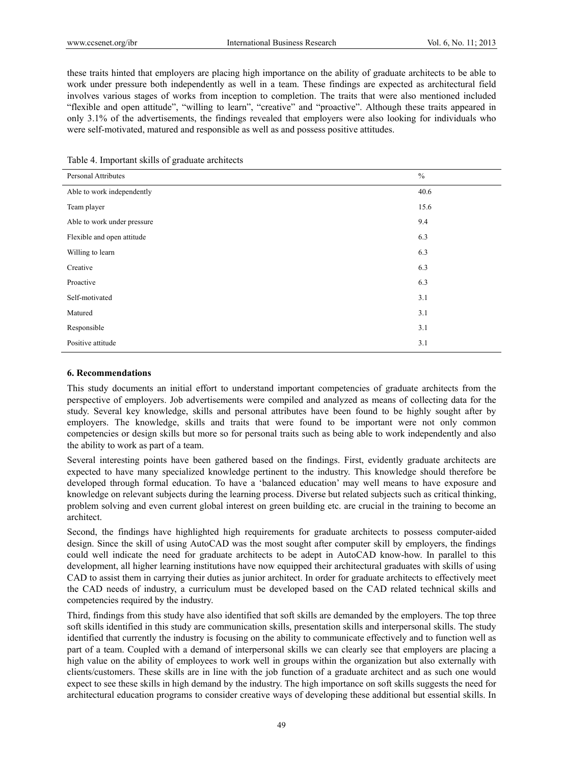these traits hinted that employers are placing high importance on the ability of graduate architects to be able to work under pressure both independently as well in a team. These findings are expected as architectural field involves various stages of works from inception to completion. The traits that were also mentioned included "flexible and open attitude", "willing to learn", "creative" and "proactive". Although these traits appeared in only 3.1% of the advertisements, the findings revealed that employers were also looking for individuals who were self-motivated, matured and responsible as well as and possess positive attitudes.

Table 4. Important skills of graduate architects

| Personal Attributes | % |
|---|---|
| Able to work independently | 40.6 |
| Team player | 15.6 |
| Able to work under pressure | 9.4 |
| Flexible and open attitude | 6.3 |
| Willing to learn | 6.3 |
| Creative | 6.3 |
| Proactive | 6.3 |
| Self-motivated | 3.1 |
| Matured | 3.1 |
| Responsible | 3.1 |
| Positive attitude | 3.1 |

## 6. Recommendations

This study documents an initial effort to understand important competencies of graduate architects from the perspective of employers. Job advertisements were compiled and analyzed as means of collecting data for the study. Several key knowledge, skills and personal attributes have been found to be highly sought after by employers. The knowledge, skills and traits that were found to be important were not only common competencies or design skills but more so for personal traits such as being able to work independently and also the ability to work as part of a team.

Several interesting points have been gathered based on the findings. First, evidently graduate architects are expected to have many specialized knowledge pertinent to the industry. This knowledge should therefore be developed through formal education. To have a 'balanced education' may well means to have exposure and knowledge on relevant subjects during the learning process. Diverse but related subjects such as critical thinking, problem solving and even current global interest on green building etc. are crucial in the training to become an architect.

Second, the findings have highlighted high requirements for graduate architects to possess computer-aided design. Since the skill of using AutoCAD was the most sought after computer skill by employers, the findings could well indicate the need for graduate architects to be adept in AutoCAD know-how. In parallel to this development, all higher learning institutions have now equipped their architectural graduates with skills of using CAD to assist them in carrying their duties as junior architect. In order for graduate architects to effectively meet the CAD needs of industry, a curriculum must be developed based on the CAD related technical skills and competencies required by the industry.

Third, findings from this study have also identified that soft skills are demanded by the employers. The top three soft skills identified in this study are communication skills, presentation skills and interpersonal skills. The study identified that currently the industry is focusing on the ability to communicate effectively and to function well as part of a team. Coupled with a demand of interpersonal skills we can clearly see that employers are placing a high value on the ability of employees to work well in groups within the organization but also externally with clients/customers. These skills are in line with the job function of a graduate architect and as such one would expect to see these skills in high demand by the industry. The high importance on soft skills suggests the need for architectural education programs to consider creative ways of developing these additional but essential skills. In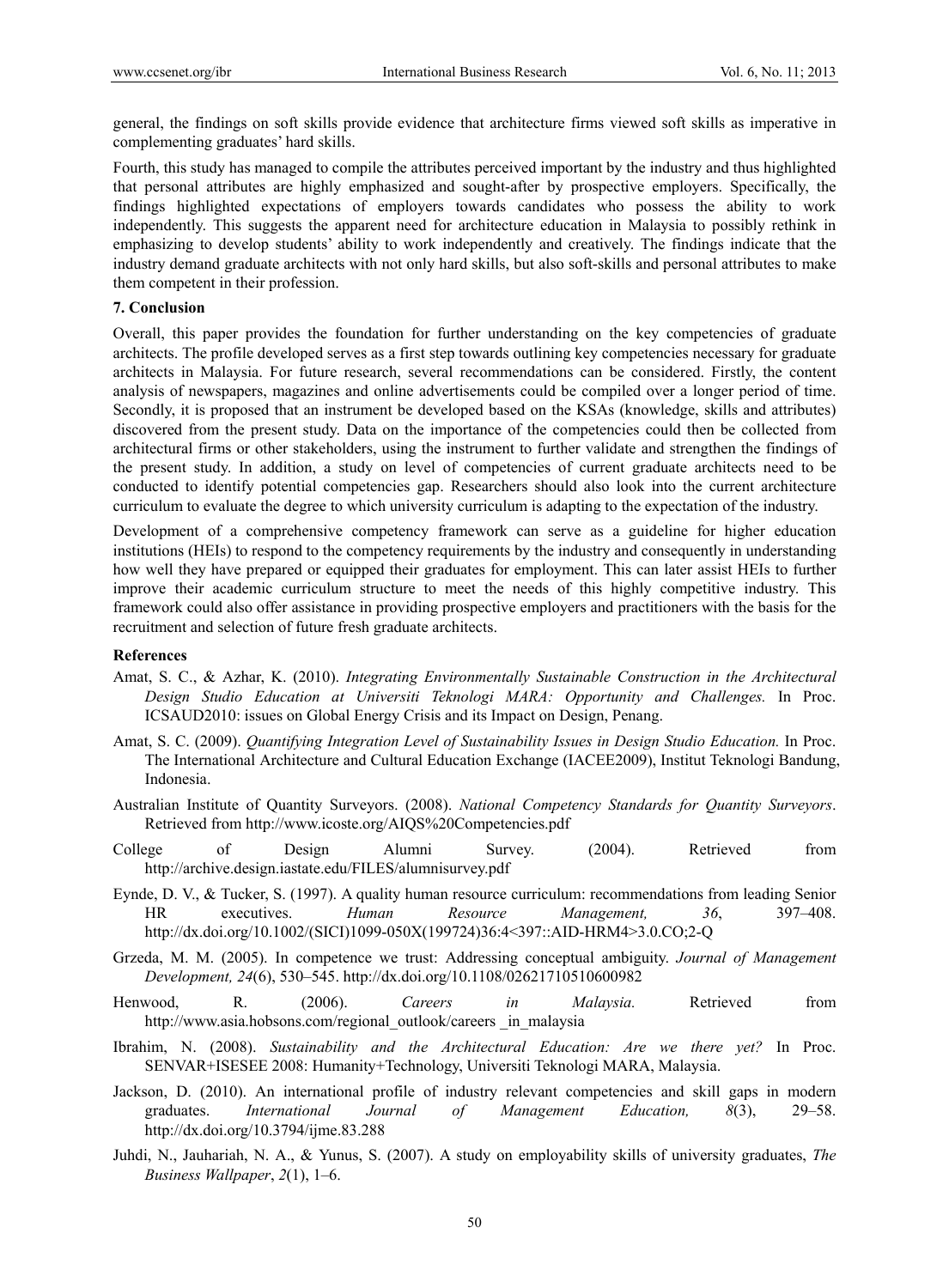general, the findings on soft skills provide evidence that architecture firms viewed soft skills as imperative in complementing graduates' hard skills.

Fourth, this study has managed to compile the attributes perceived important by the industry and thus highlighted that personal attributes are highly emphasized and sought-after by prospective employers. Specifically, the findings highlighted expectations of employers towards candidates who possess the ability to work independently. This suggests the apparent need for architecture education in Malaysia to possibly rethink in emphasizing to develop students' ability to work independently and creatively. The findings indicate that the industry demand graduate architects with not only hard skills, but also soft-skills and personal attributes to make them competent in their profession.

**7. Conclusion**

Overall, this paper provides the foundation for further understanding on the key competencies of graduate architects. The profile developed serves as a first step towards outlining key competencies necessary for graduate architects in Malaysia. For future research, several recommendations can be considered. Firstly, the content analysis of newspapers, magazines and online advertisements could be compiled over a longer period of time. Secondly, it is proposed that an instrument be developed based on the KSAs (knowledge, skills and attributes) discovered from the present study. Data on the importance of the competencies could then be collected from architectural firms or other stakeholders, using the instrument to further validate and strengthen the findings of the present study. In addition, a study on level of competencies of current graduate architects need to be conducted to identify potential competencies gap. Researchers should also look into the current architecture curriculum to evaluate the degree to which university curriculum is adapting to the expectation of the industry.

Development of a comprehensive competency framework can serve as a guideline for higher education institutions (HEIs) to respond to the competency requirements by the industry and consequently in understanding how well they have prepared or equipped their graduates for employment. This can later assist HEIs to further improve their academic curriculum structure to meet the needs of this highly competitive industry. This framework could also offer assistance in providing prospective employers and practitioners with the basis for the recruitment and selection of future fresh graduate architects.

**References**

Amat, S. C., & Azhar, K. (2010). *Integrating Environmentally Sustainable Construction in the Architectural Design Studio Education at Universiti Teknologi MARA: Opportunity and Challenges.* In Proc. ICSAUD2010: issues on Global Energy Crisis and its Impact on Design, Penang.

Amat, S. C. (2009). *Quantifying Integration Level of Sustainability Issues in Design Studio Education.* In Proc. The International Architecture and Cultural Education Exchange (IACEE2009), Institut Teknologi Bandung, Indonesia.

Australian Institute of Quantity Surveyors. (2008). *National Competency Standards for Quantity Surveyors*. Retrieved from http://www.icoste.org/AIQS%20Competencies.pdf

College of Design Alumni Survey. (2004). Retrieved from http://archive.design.iastate.edu/FILES/alumnisurvey.pdf

Eynde, D. V., & Tucker, S. (1997). A quality human resource curriculum: recommendations from leading Senior HR executives. *Human Resource Management, 36*, 397–408. http://dx.doi.org/10.1002/(SICI)1099-050X(199724)36:4<397::AID-HRM4>3.0.CO;2-Q

Grzeda, M. M. (2005). In competence we trust: Addressing conceptual ambiguity. *Journal of Management Development, 24*(6), 530–545. http://dx.doi.org/10.1108/02621710510600982

Henwood, R. (2006). *Careers in Malaysia.* Retrieved from http://www.asia.hobsons.com/regional_outlook/careers _in_malaysia

Ibrahim, N. (2008). *Sustainability and the Architectural Education: Are we there yet?* In Proc. SENVAR+ISESEE 2008: Humanity+Technology, Universiti Teknologi MARA, Malaysia.

Jackson, D. (2010). An international profile of industry relevant competencies and skill gaps in modern graduates. *International Journal of Management Education, 8*(3), 29–58. http://dx.doi.org/10.3794/ijme.83.288

Juhdi, N., Jauhariah, N. A., & Yunus, S. (2007). A study on employability skills of university graduates, *The Business Wallpaper*, *2*(1), 1–6.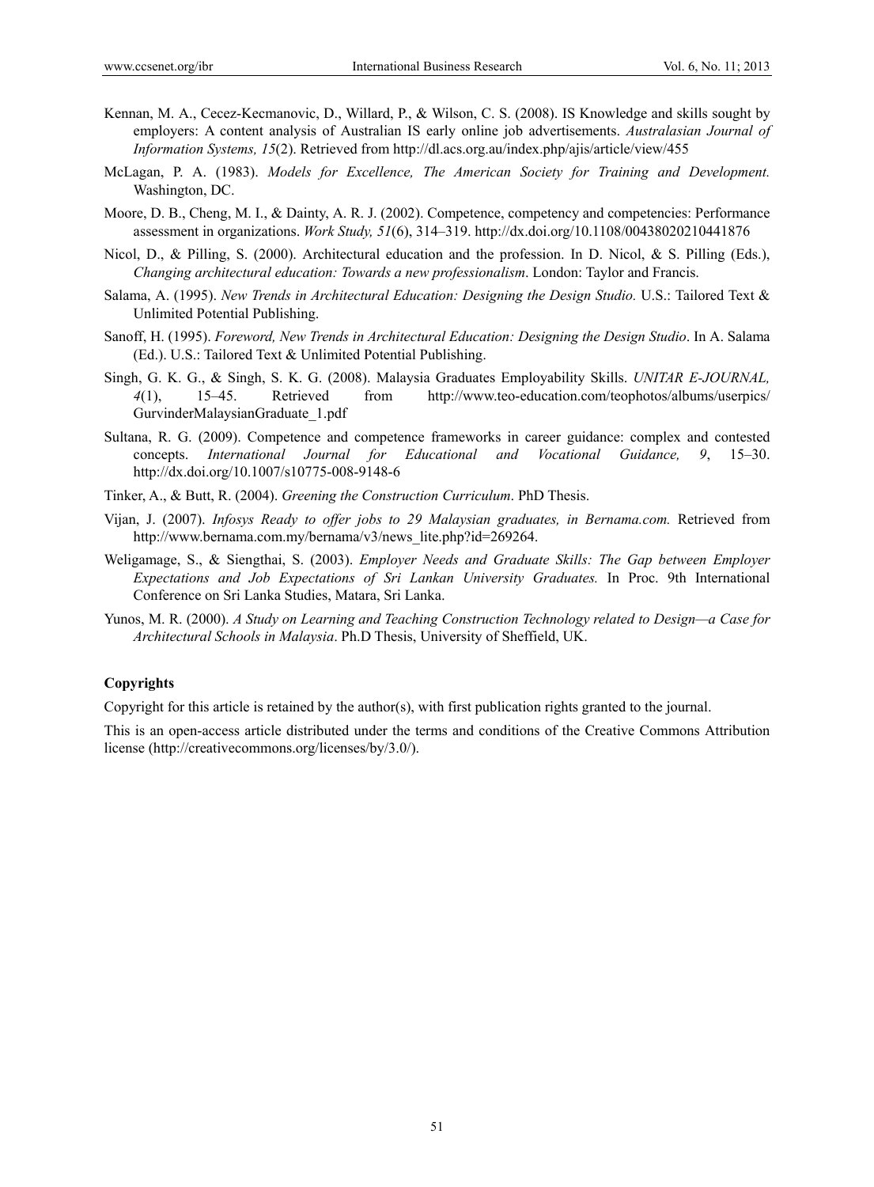Kennan, M. A., Cecez-Kecmanovic, D., Willard, P., & Wilson, C. S. (2008). IS Knowledge and skills sought by employers: A content analysis of Australian IS early online job advertisements. *Australasian Journal of Information Systems, 15*(2). Retrieved from http://dl.acs.org.au/index.php/ajis/article/view/455

McLagan, P. A. (1983). *Models for Excellence, The American Society for Training and Development.* Washington, DC.

Moore, D. B., Cheng, M. I., & Dainty, A. R. J. (2002). Competence, competency and competencies: Performance assessment in organizations. *Work Study, 51*(6), 314–319. http://dx.doi.org/10.1108/00438020210441876

Nicol, D., & Pilling, S. (2000). Architectural education and the profession. In D. Nicol, & S. Pilling (Eds.), *Changing architectural education: Towards a new professionalism*. London: Taylor and Francis.

Salama, A. (1995). *New Trends in Architectural Education: Designing the Design Studio.* U.S.: Tailored Text & Unlimited Potential Publishing.

Sanoff, H. (1995). *Foreword, New Trends in Architectural Education: Designing the Design Studio*. In A. Salama (Ed.). U.S.: Tailored Text & Unlimited Potential Publishing.

Singh, G. K. G., & Singh, S. K. G. (2008). Malaysia Graduates Employability Skills. *UNITAR E-JOURNAL, 4*(1), 15–45. Retrieved from http://www.teo-education.com/teophotos/albums/userpics/GurvinderMalaysianGraduate_1.pdf

Sultana, R. G. (2009). Competence and competence frameworks in career guidance: complex and contested concepts. *International Journal for Educational and Vocational Guidance, 9*, 15–30. http://dx.doi.org/10.1007/s10775-008-9148-6

Tinker, A., & Butt, R. (2004). *Greening the Construction Curriculum*. PhD Thesis.

Vijan, J. (2007). *Infosys Ready to offer jobs to 29 Malaysian graduates, in Bernama.com.* Retrieved from http://www.bernama.com.my/bernama/v3/news_lite.php?id=269264.

Weligamage, S., & Siengthai, S. (2003). *Employer Needs and Graduate Skills: The Gap between Employer Expectations and Job Expectations of Sri Lankan University Graduates.* In Proc. 9th International Conference on Sri Lanka Studies, Matara, Sri Lanka.

Yunos, M. R. (2000). *A Study on Learning and Teaching Construction Technology related to Design—a Case for Architectural Schools in Malaysia*. Ph.D Thesis, University of Sheffield, UK.

**Copyrights**

Copyright for this article is retained by the author(s), with first publication rights granted to the journal.

This is an open-access article distributed under the terms and conditions of the Creative Commons Attribution license (http://creativecommons.org/licenses/by/3.0/).